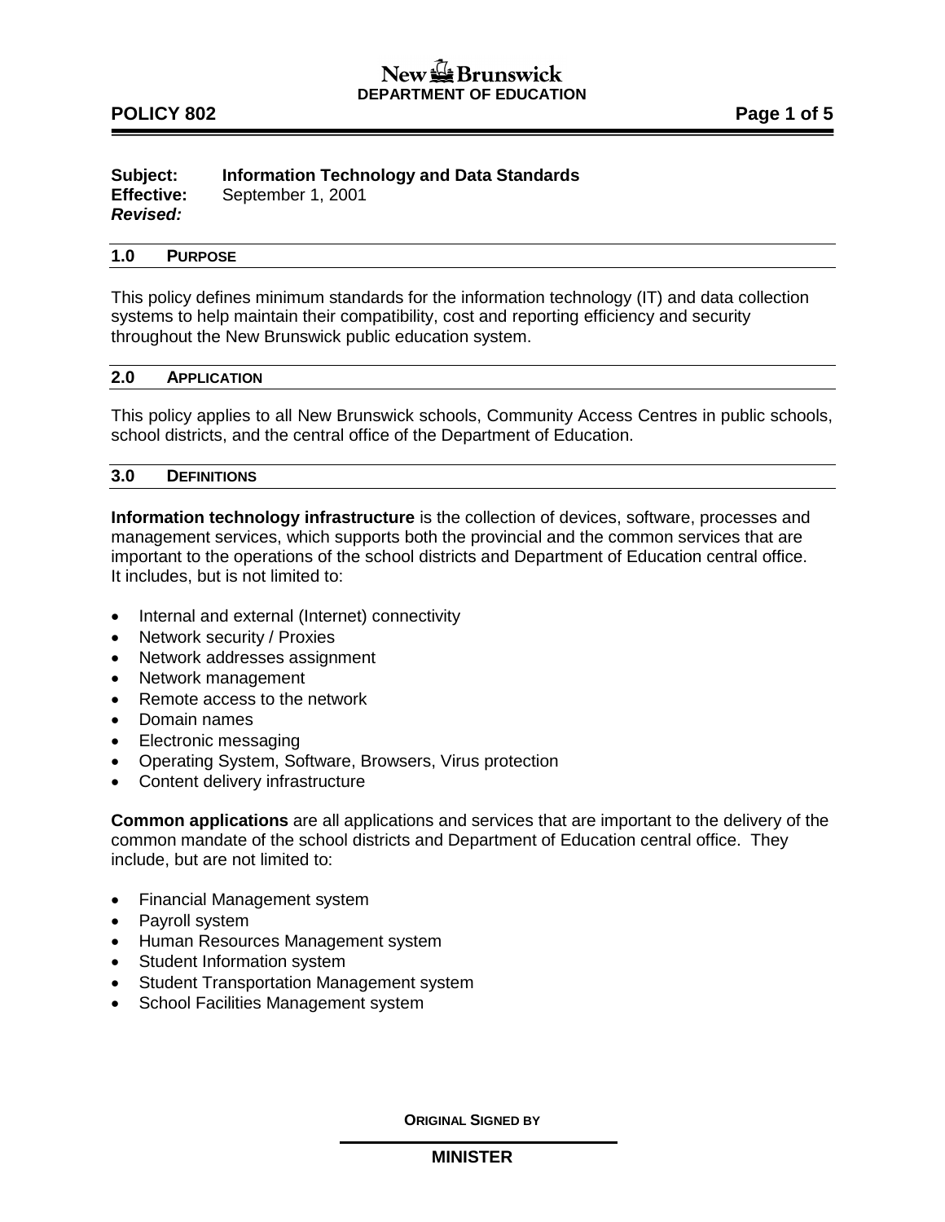New Brunswick
**DEPARTMENT OF EDUCATION**

**POLICY 802**

**Subject:** **Information Technology and Data Standards**
**Effective:** September 1, 2001
***Revised:***

## 1.0 PURPOSE

This policy defines minimum standards for the information technology (IT) and data collection systems to help maintain their compatibility, cost and reporting efficiency and security throughout the New Brunswick public education system.

## 2.0 APPLICATION

This policy applies to all New Brunswick schools, Community Access Centres in public schools, school districts, and the central office of the Department of Education.

## 3.0 DEFINITIONS

**Information technology infrastructure** is the collection of devices, software, processes and management services, which supports both the provincial and the common services that are important to the operations of the school districts and Department of Education central office. It includes, but is not limited to:

- Internal and external (Internet) connectivity
- Network security / Proxies
- Network addresses assignment
- Network management
- Remote access to the network
- Domain names
- Electronic messaging
- Operating System, Software, Browsers, Virus protection
- Content delivery infrastructure

**Common applications** are all applications and services that are important to the delivery of the common mandate of the school districts and Department of Education central office. They include, but are not limited to:

- Financial Management system
- Payroll system
- Human Resources Management system
- Student Information system
- Student Transportation Management system
- School Facilities Management system

**ORIGINAL SIGNED BY**

**MINISTER**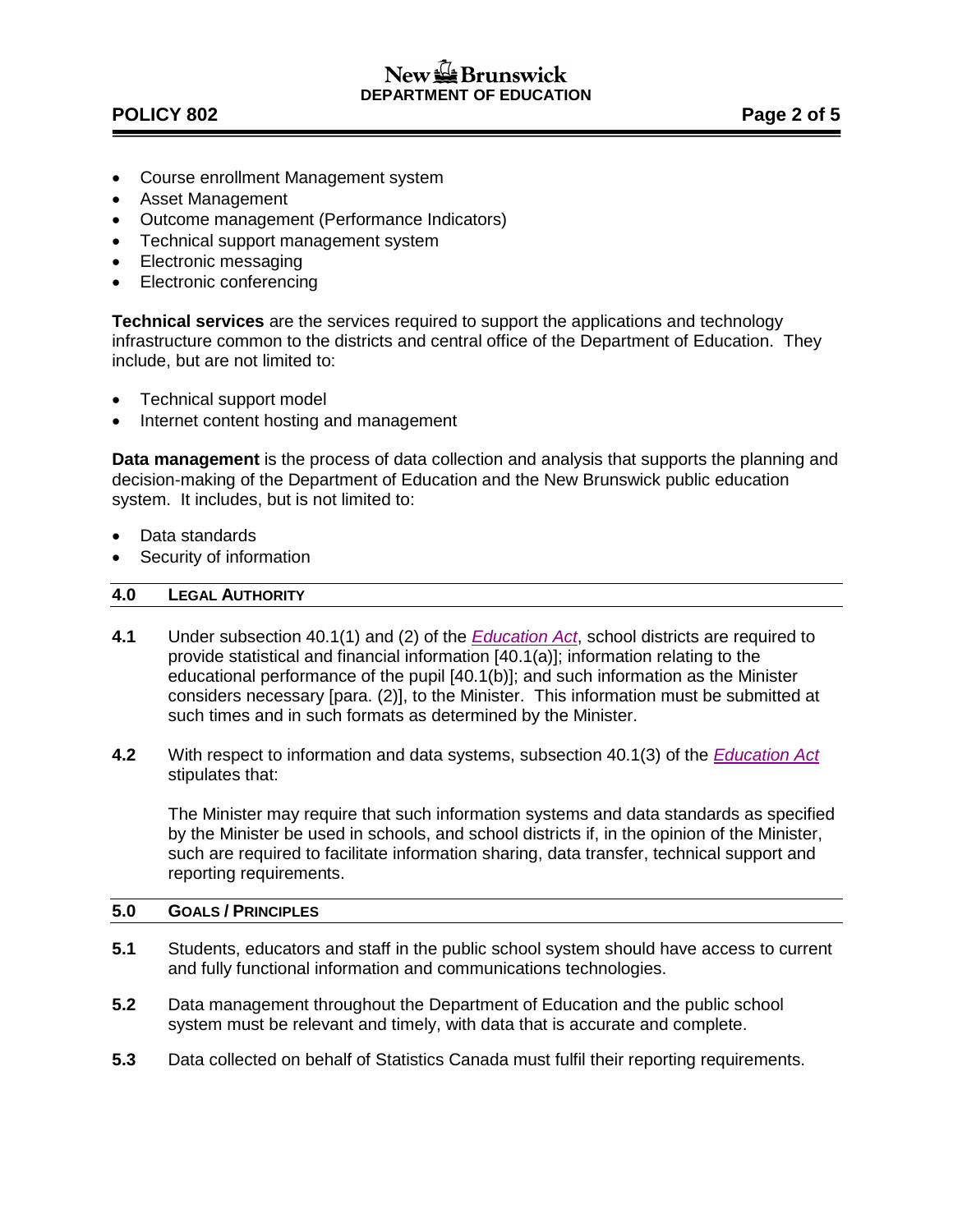- Course enrollment Management system
- Asset Management
- Outcome management (Performance Indicators)
- Technical support management system
- Electronic messaging
- Electronic conferencing

**Technical services** are the services required to support the applications and technology infrastructure common to the districts and central office of the Department of Education. They include, but are not limited to:

- Technical support model
- Internet content hosting and management

**Data management** is the process of data collection and analysis that supports the planning and decision-making of the Department of Education and the New Brunswick public education system. It includes, but is not limited to:

- Data standards
- Security of information

## 4.0 LEGAL AUTHORITY

**4.1** Under subsection 40.1(1) and (2) of the *Education Act*, school districts are required to provide statistical and financial information [40.1(a)]; information relating to the educational performance of the pupil [40.1(b)]; and such information as the Minister considers necessary [para. (2)], to the Minister. This information must be submitted at such times and in such formats as determined by the Minister.

**4.2** With respect to information and data systems, subsection 40.1(3) of the *Education Act* stipulates that:

> The Minister may require that such information systems and data standards as specified by the Minister be used in schools, and school districts if, in the opinion of the Minister, such are required to facilitate information sharing, data transfer, technical support and reporting requirements.

## 5.0 GOALS / PRINCIPLES

**5.1** Students, educators and staff in the public school system should have access to current and fully functional information and communications technologies.

**5.2** Data management throughout the Department of Education and the public school system must be relevant and timely, with data that is accurate and complete.

**5.3** Data collected on behalf of Statistics Canada must fulfil their reporting requirements.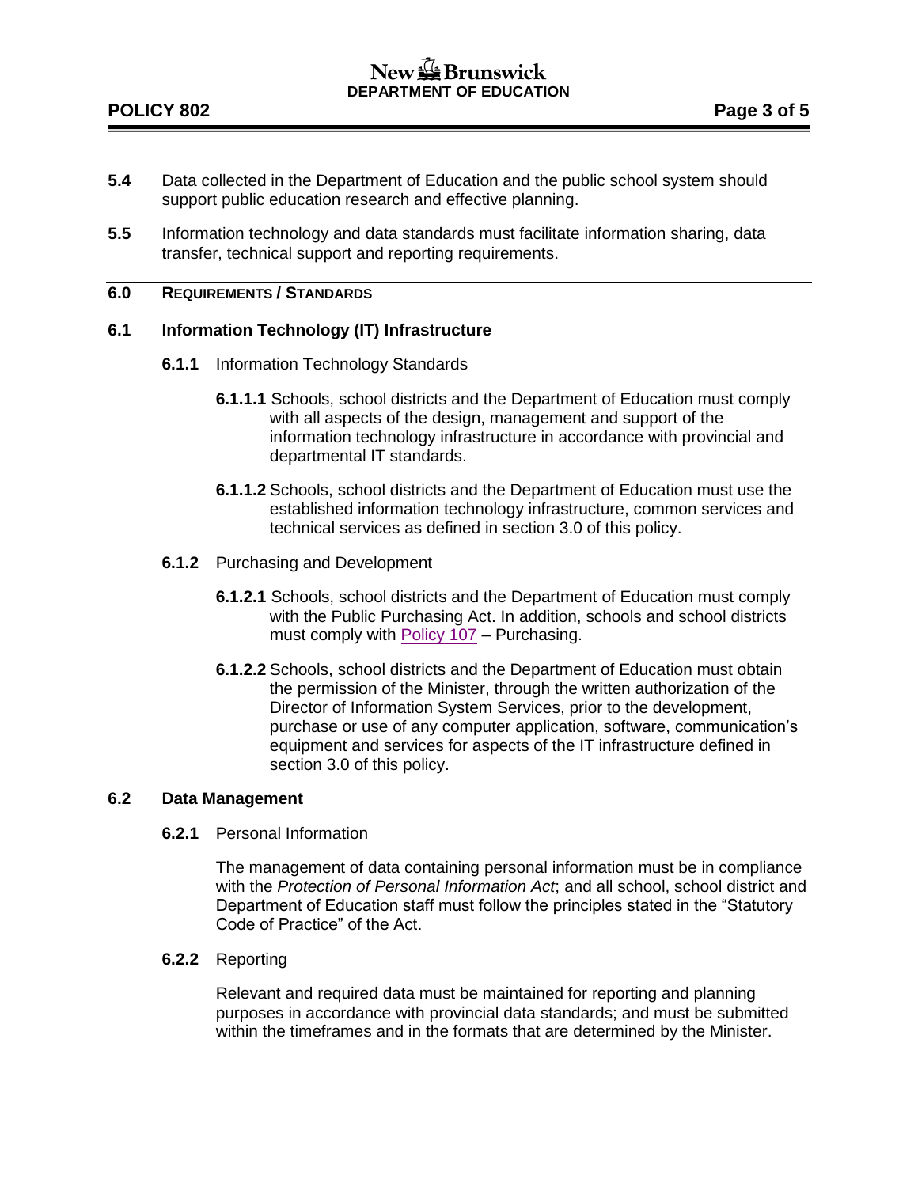**5.4** Data collected in the Department of Education and the public school system should support public education research and effective planning.

**5.5** Information technology and data standards must facilitate information sharing, data transfer, technical support and reporting requirements.

## 6.0 REQUIREMENTS / STANDARDS

### 6.1 Information Technology (IT) Infrastructure

**6.1.1** Information Technology Standards

**6.1.1.1** Schools, school districts and the Department of Education must comply with all aspects of the design, management and support of the information technology infrastructure in accordance with provincial and departmental IT standards.

**6.1.1.2** Schools, school districts and the Department of Education must use the established information technology infrastructure, common services and technical services as defined in section 3.0 of this policy.

**6.1.2** Purchasing and Development

**6.1.2.1** Schools, school districts and the Department of Education must comply with the Public Purchasing Act. In addition, schools and school districts must comply with Policy 107 – Purchasing.

**6.1.2.2** Schools, school districts and the Department of Education must obtain the permission of the Minister, through the written authorization of the Director of Information System Services, prior to the development, purchase or use of any computer application, software, communication's equipment and services for aspects of the IT infrastructure defined in section 3.0 of this policy.

### 6.2 Data Management

**6.2.1** Personal Information

The management of data containing personal information must be in compliance with the *Protection of Personal Information Act*; and all school, school district and Department of Education staff must follow the principles stated in the "Statutory Code of Practice" of the Act.

**6.2.2** Reporting

Relevant and required data must be maintained for reporting and planning purposes in accordance with provincial data standards; and must be submitted within the timeframes and in the formats that are determined by the Minister.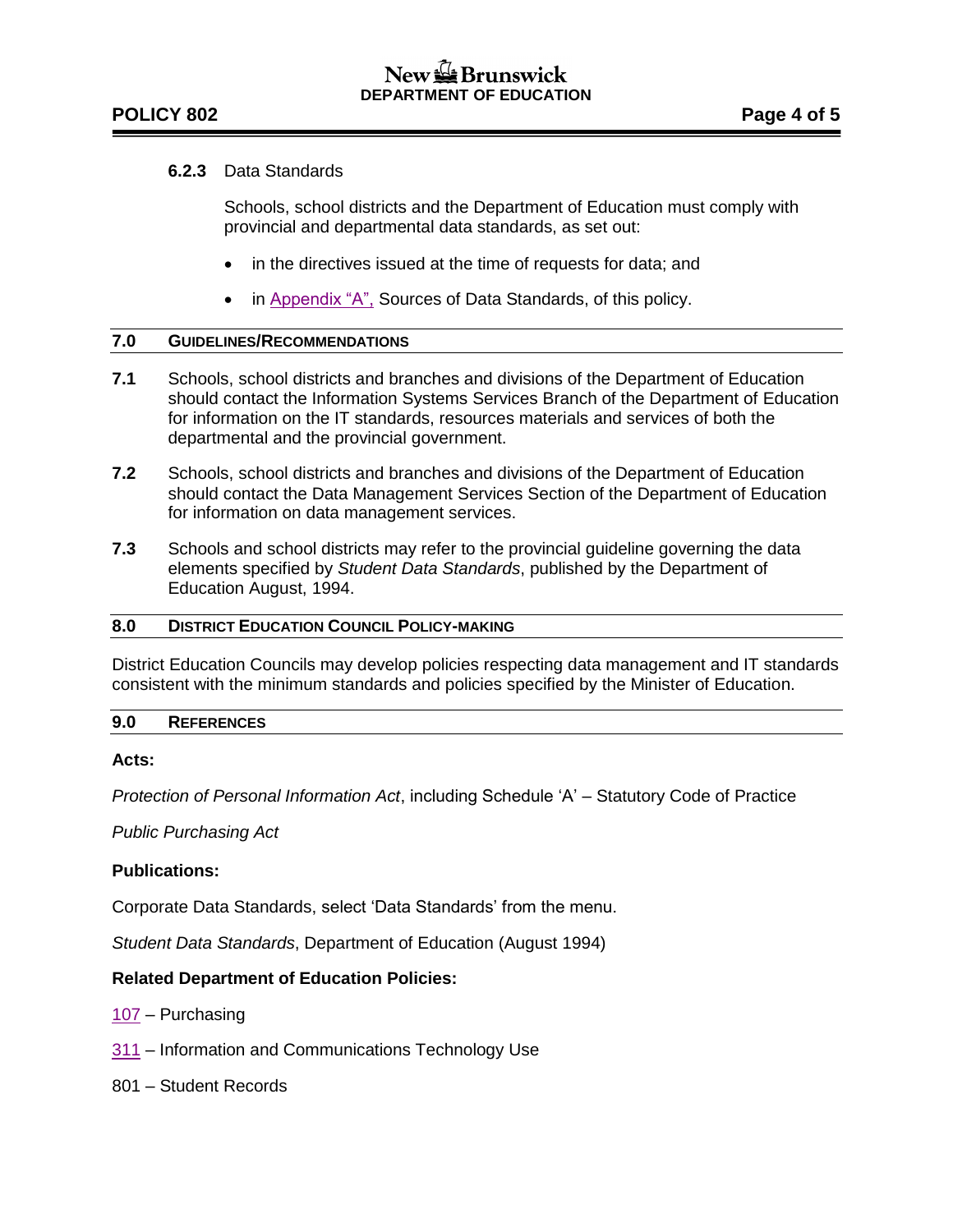**6.2.3** Data Standards

Schools, school districts and the Department of Education must comply with provincial and departmental data standards, as set out:

- in the directives issued at the time of requests for data; and
- in Appendix "A", Sources of Data Standards, of this policy.

## 7.0 GUIDELINES/RECOMMENDATIONS

**7.1** Schools, school districts and branches and divisions of the Department of Education should contact the Information Systems Services Branch of the Department of Education for information on the IT standards, resources materials and services of both the departmental and the provincial government.

**7.2** Schools, school districts and branches and divisions of the Department of Education should contact the Data Management Services Section of the Department of Education for information on data management services.

**7.3** Schools and school districts may refer to the provincial guideline governing the data elements specified by *Student Data Standards*, published by the Department of Education August, 1994.

## 8.0 DISTRICT EDUCATION COUNCIL POLICY-MAKING

District Education Councils may develop policies respecting data management and IT standards consistent with the minimum standards and policies specified by the Minister of Education.

## 9.0 REFERENCES

**Acts:**

*Protection of Personal Information Act*, including Schedule 'A' – Statutory Code of Practice

*Public Purchasing Act*

**Publications:**

Corporate Data Standards, select 'Data Standards' from the menu.

*Student Data Standards*, Department of Education (August 1994)

**Related Department of Education Policies:**

107 – Purchasing

311 – Information and Communications Technology Use

801 – Student Records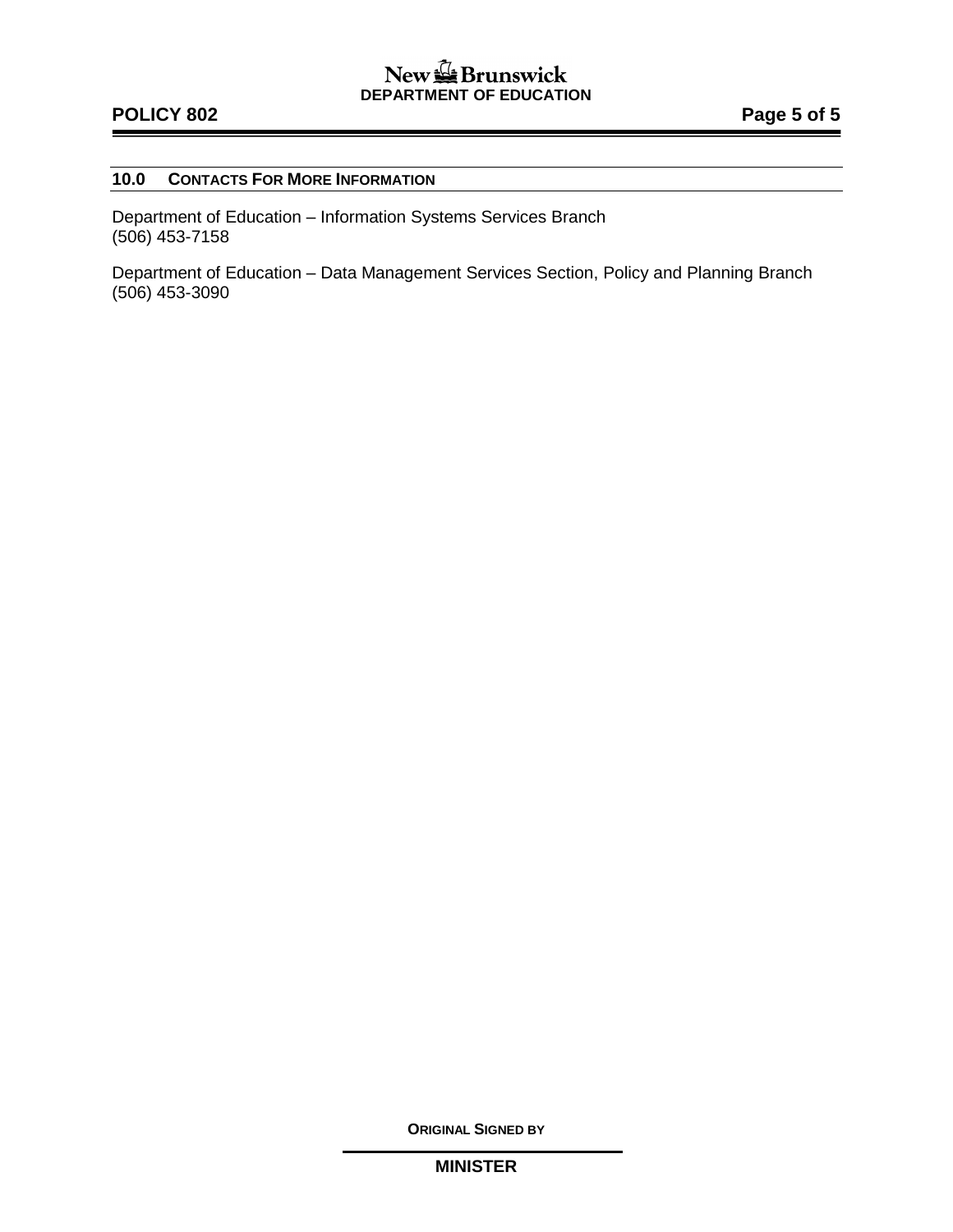## 10.0 CONTACTS FOR MORE INFORMATION

Department of Education – Information Systems Services Branch
(506) 453-7158

Department of Education – Data Management Services Section, Policy and Planning Branch
(506) 453-3090

**ORIGINAL SIGNED BY**

**MINISTER**